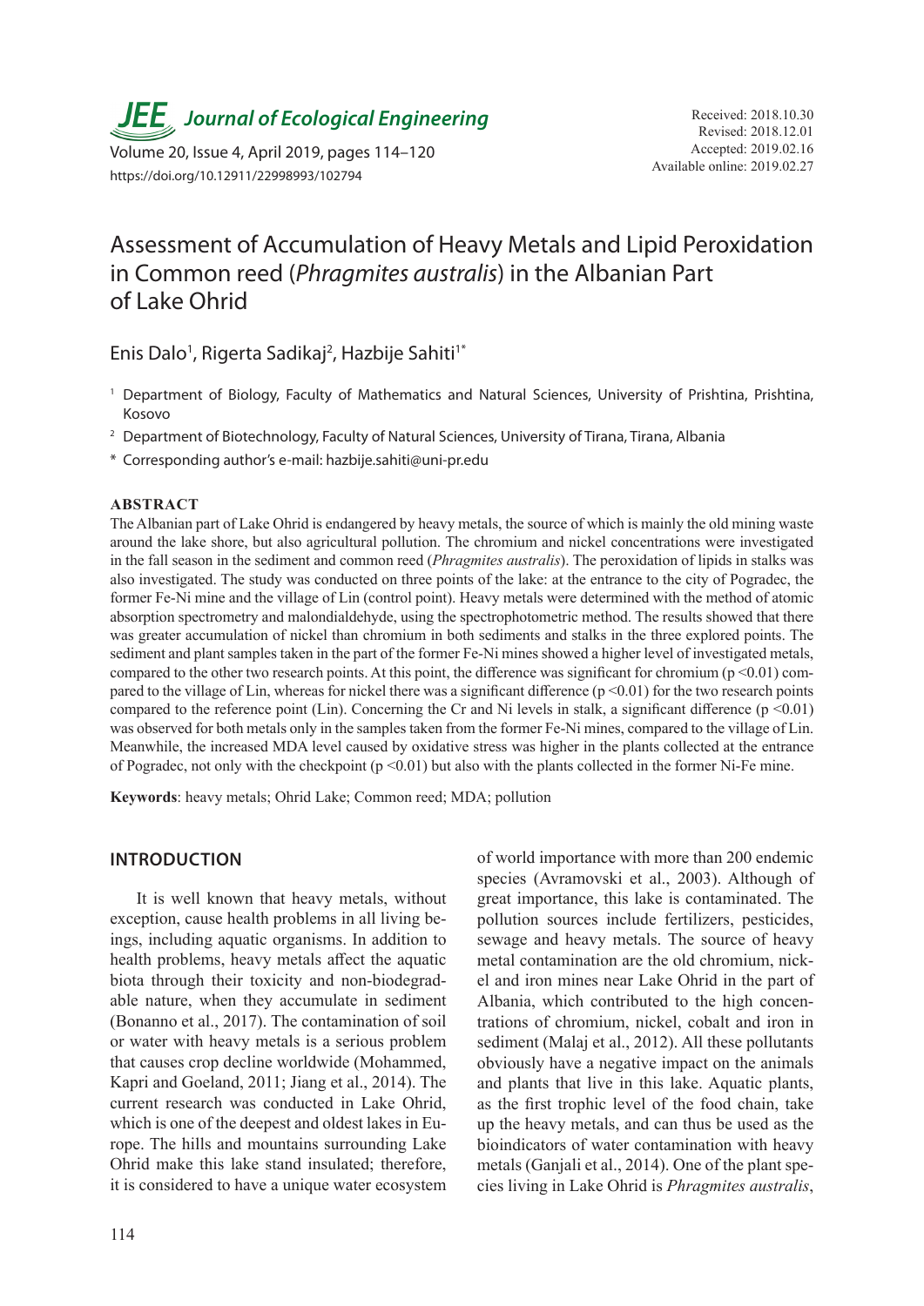# Assessment of Accumulation of Heavy Metals and Lipid Peroxidation in Common reed (*Phragmites australis*) in the Albanian Part of Lake Ohrid

Enis Dalo[1], Rigerta Sadikaj[2], Hazbije Sahiti[1*]

[1] Department of Biology, Faculty of Mathematics and Natural Sciences, University of Prishtina, Prishtina, Kosovo

[2] Department of Biotechnology, Faculty of Natural Sciences, University of Tirana, Tirana, Albania

[*] Corresponding author's e-mail: hazbije.sahiti@uni-pr.edu

Received: 2018.10.30
Revised: 2018.12.01
Accepted: 2019.02.16
Available online: 2019.02.27

https://doi.org/10.12911/22998993/102794

## ABSTRACT

The Albanian part of Lake Ohrid is endangered by heavy metals, the source of which is mainly the old mining waste around the lake shore, but also agricultural pollution. The chromium and nickel concentrations were investigated in the fall season in the sediment and common reed (*Phragmites australis*). The peroxidation of lipids in stalks was also investigated. The study was conducted on three points of the lake: at the entrance to the city of Pogradec, the former Fe-Ni mine and the village of Lin (control point). Heavy metals were determined with the method of atomic absorption spectrometry and malondialdehyde, using the spectrophotometric method. The results showed that there was greater accumulation of nickel than chromium in both sediments and stalks in the three explored points. The sediment and plant samples taken in the part of the former Fe-Ni mines showed a higher level of investigated metals, compared to the other two research points. At this point, the difference was significant for chromium ($p < 0.01$) compared to the village of Lin, whereas for nickel there was a significant difference ($p < 0.01$) for the two research points compared to the reference point (Lin). Concerning the Cr and Ni levels in stalk, a significant difference ($p < 0.01$) was observed for both metals only in the samples taken from the former Fe-Ni mines, compared to the village of Lin. Meanwhile, the increased MDA level caused by oxidative stress was higher in the plants collected at the entrance of Pogradec, not only with the checkpoint ($p < 0.01$) but also with the plants collected in the former Ni-Fe mine.

**Keywords**: heavy metals; Ohrid Lake; Common reed; MDA; pollution

## INTRODUCTION

It is well known that heavy metals, without exception, cause health problems in all living beings, including aquatic organisms. In addition to health problems, heavy metals affect the aquatic biota through their toxicity and non-biodegradable nature, when they accumulate in sediment (Bonanno et al., 2017). The contamination of soil or water with heavy metals is a serious problem that causes crop decline worldwide (Mohammed, Kapri and Goeland, 2011; Jiang et al., 2014). The current research was conducted in Lake Ohrid, which is one of the deepest and oldest lakes in Europe. The hills and mountains surrounding Lake Ohrid make this lake stand insulated; therefore, it is considered to have a unique water ecosystem of world importance with more than 200 endemic species (Avramovski et al., 2003). Although of great importance, this lake is contaminated. The pollution sources include fertilizers, pesticides, sewage and heavy metals. The source of heavy metal contamination are the old chromium, nickel and iron mines near Lake Ohrid in the part of Albania, which contributed to the high concentrations of chromium, nickel, cobalt and iron in sediment (Malaj et al., 2012). All these pollutants obviously have a negative impact on the animals and plants that live in this lake. Aquatic plants, as the first trophic level of the food chain, take up the heavy metals, and can thus be used as the bioindicators of water contamination with heavy metals (Ganjali et al., 2014). One of the plant species living in Lake Ohrid is *Phragmites australis*,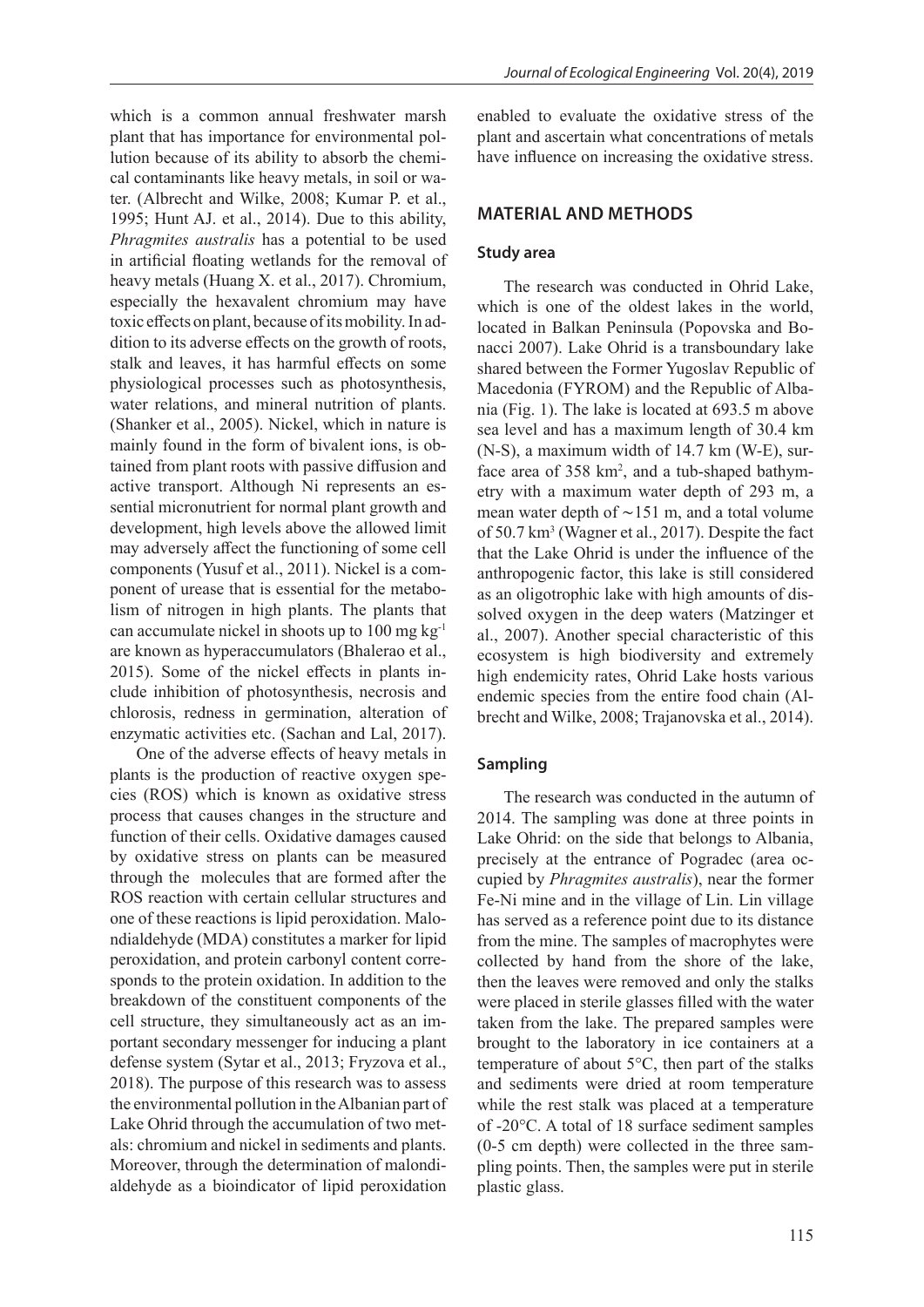which is a common annual freshwater marsh plant that has importance for environmental pollution because of its ability to absorb the chemical contaminants like heavy metals, in soil or water. (Albrecht and Wilke, 2008; Kumar P. et al., 1995; Hunt AJ. et al., 2014). Due to this ability, *Phragmites australis* has a potential to be used in artificial floating wetlands for the removal of heavy metals (Huang X. et al., 2017). Chromium, especially the hexavalent chromium may have toxic effects on plant, because of its mobility. In addition to its adverse effects on the growth of roots, stalk and leaves, it has harmful effects on some physiological processes such as photosynthesis, water relations, and mineral nutrition of plants. (Shanker et al., 2005). Nickel, which in nature is mainly found in the form of bivalent ions, is obtained from plant roots with passive diffusion and active transport. Although Ni represents an essential micronutrient for normal plant growth and development, high levels above the allowed limit may adversely affect the functioning of some cell components (Yusuf et al., 2011). Nickel is a component of urease that is essential for the metabolism of nitrogen in high plants. The plants that can accumulate nickel in shoots up to 100 mg $kg^{-1}$ are known as hyperaccumulators (Bhalerao et al., 2015). Some of the nickel effects in plants include inhibition of photosynthesis, necrosis and chlorosis, redness in germination, alteration of enzymatic activities etc. (Sachan and Lal, 2017).

One of the adverse effects of heavy metals in plants is the production of reactive oxygen species (ROS) which is known as oxidative stress process that causes changes in the structure and function of their cells. Oxidative damages caused by oxidative stress on plants can be measured through the molecules that are formed after the ROS reaction with certain cellular structures and one of these reactions is lipid peroxidation. Malondialdehyde (MDA) constitutes a marker for lipid peroxidation, and protein carbonyl content corresponds to the protein oxidation. In addition to the breakdown of the constituent components of the cell structure, they simultaneously act as an important secondary messenger for inducing a plant defense system (Sytar et al., 2013; Fryzova et al., 2018). The purpose of this research was to assess the environmental pollution in the Albanian part of Lake Ohrid through the accumulation of two metals: chromium and nickel in sediments and plants. Moreover, through the determination of malondialdehyde as a bioindicator of lipid peroxidation enabled to evaluate the oxidative stress of the plant and ascertain what concentrations of metals have influence on increasing the oxidative stress.

## MATERIAL AND METHODS

### Study area

The research was conducted in Ohrid Lake, which is one of the oldest lakes in the world, located in Balkan Peninsula (Popovska and Bonacci 2007). Lake Ohrid is a transboundary lake shared between the Former Yugoslav Republic of Macedonia (FYROM) and the Republic of Albania (Fig. 1). The lake is located at 693.5 m above sea level and has a maximum length of 30.4 km (N-S), a maximum width of 14.7 km (W-E), surface area of 358 $km^2$, and a tub-shaped bathymetry with a maximum water depth of 293 m, a mean water depth of ∼151 m, and a total volume of 50.7 $km^3$ (Wagner et al., 2017). Despite the fact that the Lake Ohrid is under the influence of the anthropogenic factor, this lake is still considered as an oligotrophic lake with high amounts of dissolved oxygen in the deep waters (Matzinger et al., 2007). Another special characteristic of this ecosystem is high biodiversity and extremely high endemicity rates, Ohrid Lake hosts various endemic species from the entire food chain (Albrecht and Wilke, 2008; Trajanovska et al., 2014).

### Sampling

The research was conducted in the autumn of 2014. The sampling was done at three points in Lake Ohrid: on the side that belongs to Albania, precisely at the entrance of Pogradec (area occupied by *Phragmites australis*), near the former Fe-Ni mine and in the village of Lin. Lin village has served as a reference point due to its distance from the mine. The samples of macrophytes were collected by hand from the shore of the lake, then the leaves were removed and only the stalks were placed in sterile glasses filled with the water taken from the lake. The prepared samples were brought to the laboratory in ice containers at a temperature of about 5°C, then part of the stalks and sediments were dried at room temperature while the rest stalk was placed at a temperature of -20°C. A total of 18 surface sediment samples (0-5 cm depth) were collected in the three sampling points. Then, the samples were put in sterile plastic glass.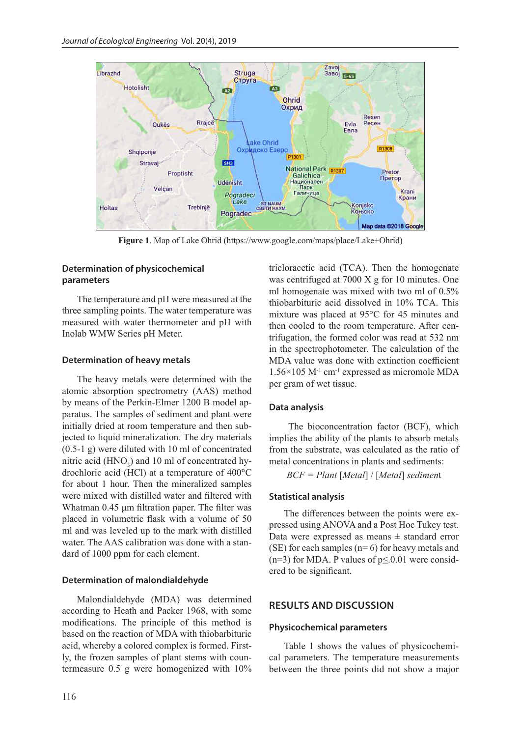Figure 1. Map of Lake Ohrid (https://www.google.com/maps/place/Lake+Ohrid)

### Determination of physicochemical parameters

The temperature and pH were measured at the three sampling points. The water temperature was measured with water thermometer and pH with Inolab WMW Series pH Meter.

### Determination of heavy metals

The heavy metals were determined with the atomic absorption spectrometry (AAS) method by means of the Perkin-Elmer 1200 B model apparatus. The samples of sediment and plant were initially dried at room temperature and then subjected to liquid mineralization. The dry materials (0.5-1 g) were diluted with 10 ml of concentrated nitric acid ($HNO_3$) and 10 ml of concentrated hydrochloric acid (HCl) at a temperature of 400°C for about 1 hour. Then the mineralized samples were mixed with distilled water and filtered with Whatman 0.45 µm filtration paper. The filter was placed in volumetric flask with a volume of 50 ml and was leveled up to the mark with distilled water. The AAS calibration was done with a standard of 1000 ppm for each element.

### Determination of malondialdehyde

Malondialdehyde (MDA) was determined according to Heath and Packer 1968, with some modifications. The principle of this method is based on the reaction of MDA with thiobarbituric acid, whereby a colored complex is formed. Firstly, the frozen samples of plant stems with countermeasure 0.5 g were homogenized with 10% tricloracetic acid (TCA). Then the homogenate was centrifuged at 7000 X g for 10 minutes. One ml homogenate was mixed with two ml of 0.5% thiobarbituric acid dissolved in 10% TCA. This mixture was placed at 95°C for 45 minutes and then cooled to the room temperature. After centrifugation, the formed color was read at 532 nm in the spectrophotometer. The calculation of the MDA value was done with extinction coefficient $1.56 \times 105\ M^{-1}\ cm^{-1}$ expressed as micromole MDA per gram of wet tissue.

### Data analysis

The bioconcentration factor (BCF), which implies the ability of the plants to absorb metals from the substrate, was calculated as the ratio of metal concentrations in plants and sediments:

$$BCF = Plant\ [Metal]\ /\ [Metal]\ sediment$$

### Statistical analysis

The differences between the points were expressed using ANOVA and a Post Hoc Tukey test. Data were expressed as means ± standard error (SE) for each samples (n= 6) for heavy metals and (n=3) for MDA. P values of $p \leq .0.01$ were considered to be significant.

## RESULTS AND DISCUSSION

### Physicochemical parameters

Table 1 shows the values of physicochemical parameters. The temperature measurements between the three points did not show a major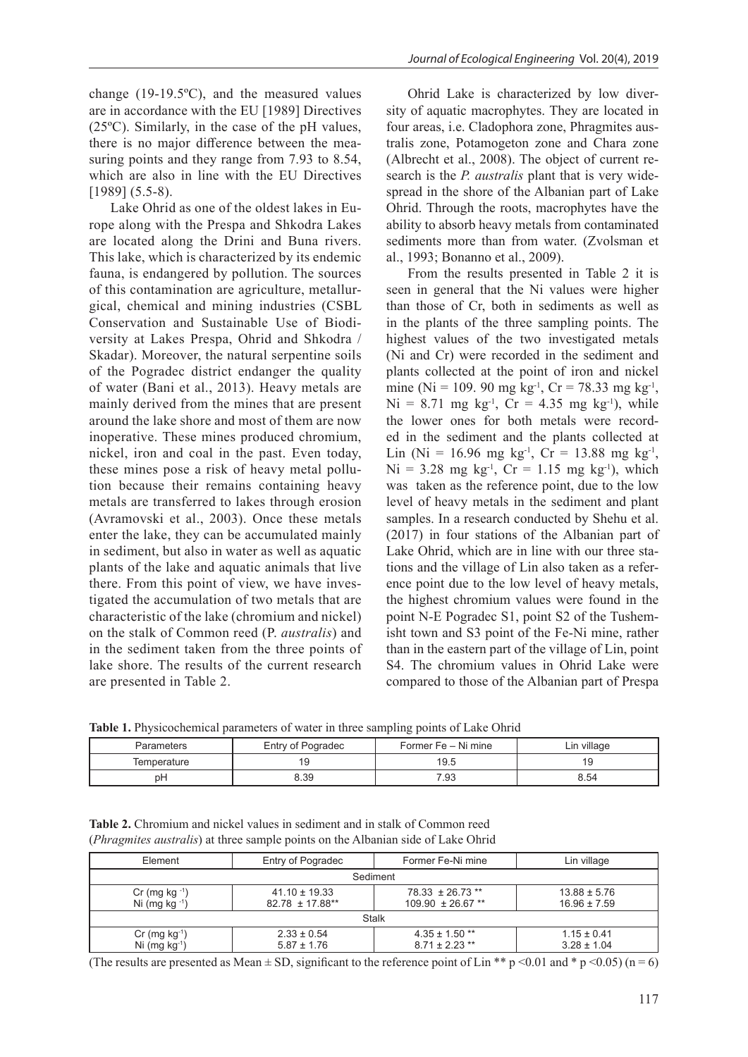change (19-19.5ºC), and the measured values are in accordance with the EU [1989] Directives (25ºC). Similarly, in the case of the pH values, there is no major difference between the measuring points and they range from 7.93 to 8.54, which are also in line with the EU Directives [1989] (5.5-8).

Lake Ohrid as one of the oldest lakes in Europe along with the Prespa and Shkodra Lakes are located along the Drini and Buna rivers. This lake, which is characterized by its endemic fauna, is endangered by pollution. The sources of this contamination are agriculture, metallurgical, chemical and mining industries (CSBL Conservation and Sustainable Use of Biodiversity at Lakes Prespa, Ohrid and Shkodra / Skadar). Moreover, the natural serpentine soils of the Pogradec district endanger the quality of water (Bani et al., 2013). Heavy metals are mainly derived from the mines that are present around the lake shore and most of them are now inoperative. These mines produced chromium, nickel, iron and coal in the past. Even today, these mines pose a risk of heavy metal pollution because their remains containing heavy metals are transferred to lakes through erosion (Avramovski et al., 2003). Once these metals enter the lake, they can be accumulated mainly in sediment, but also in water as well as aquatic plants of the lake and aquatic animals that live there. From this point of view, we have investigated the accumulation of two metals that are characteristic of the lake (chromium and nickel) on the stalk of Common reed (P. *australis*) and in the sediment taken from the three points of lake shore. The results of the current research are presented in Table 2.

Ohrid Lake is characterized by low diversity of aquatic macrophytes. They are located in four areas, i.e. Cladophora zone, Phragmites australis zone, Potamogeton zone and Chara zone (Albrecht et al., 2008). The object of current research is the *P. australis* plant that is very widespread in the shore of the Albanian part of Lake Ohrid. Through the roots, macrophytes have the ability to absorb heavy metals from contaminated sediments more than from water. (Zvolsman et al., 1993; Bonanno et al., 2009).

From the results presented in Table 2 it is seen in general that the Ni values were higher than those of Cr, both in sediments as well as in the plants of the three sampling points. The highest values of the two investigated metals (Ni and Cr) were recorded in the sediment and plants collected at the point of iron and nickel mine (Ni = 109. 90 mg kg$^{-1}$, Cr = 78.33 mg kg$^{-1}$, Ni = 8.71 mg kg$^{-1}$, Cr = 4.35 mg kg$^{-1}$), while the lower ones for both metals were recorded in the sediment and the plants collected at Lin (Ni = 16.96 mg kg$^{-1}$, Cr = 13.88 mg kg$^{-1}$, Ni = 3.28 mg kg$^{-1}$, Cr = 1.15 mg kg$^{-1}$), which was taken as the reference point, due to the low level of heavy metals in the sediment and plant samples. In a research conducted by Shehu et al. (2017) in four stations of the Albanian part of Lake Ohrid, which are in line with our three stations and the village of Lin also taken as a reference point due to the low level of heavy metals, the highest chromium values were found in the point N-E Pogradec S1, point S2 of the Tushemisht town and S3 point of the Fe-Ni mine, rather than in the eastern part of the village of Lin, point S4. The chromium values in Ohrid Lake were compared to those of the Albanian part of Prespa

**Table 1.** Physicochemical parameters of water in three sampling points of Lake Ohrid

| Parameters | Entry of Pogradec | Former Fe – Ni mine | Lin village |
|---|---|---|---|
| Temperature | 19 | 19.5 | 19 |
| pH | 8.39 | 7.93 | 8.54 |

**Table 2.** Chromium and nickel values in sediment and in stalk of Common reed (*Phragmites australis*) at three sample points on the Albanian side of Lake Ohrid

| Element | Entry of Pogradec | Former Fe-Ni mine | Lin village |
|---|---|---|---|
| Sediment | | | |
| Cr (mg kg$^{-1}$) | 41.10 ± 19.33 | 78.33 ± 26.73 ** | 13.88 ± 5.76 |
| Ni (mg kg$^{-1}$) | 82.78 ± 17.88** | 109.90 ± 26.67 ** | 16.96 ± 7.59 |
| Stalk | | | |
| Cr (mg kg$^{-1}$) | 2.33 ± 0.54 | 4.35 ± 1.50 ** | 1.15 ± 0.41 |
| Ni (mg kg$^{-1}$) | 5.87 ± 1.76 | 8.71 ± 2.23 ** | 3.28 ± 1.04 |

(The results are presented as Mean ± SD, significant to the reference point of Lin ** $p < 0.01$ and * $p < 0.05$) ($n = 6$)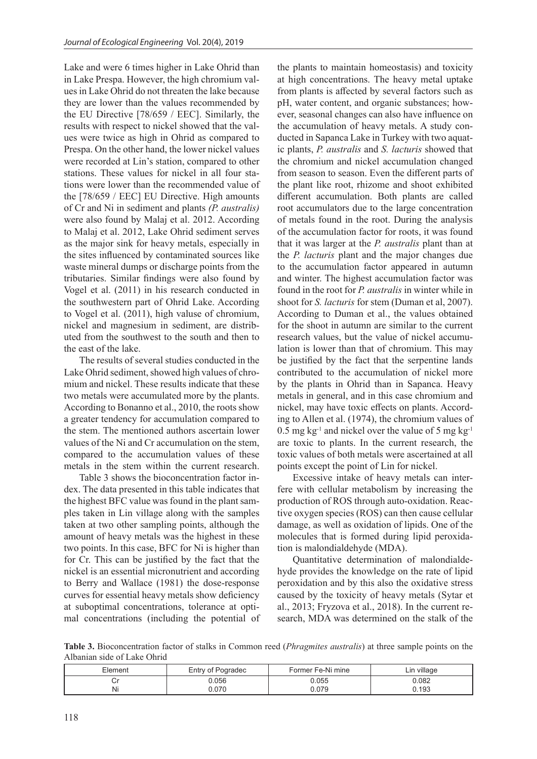Lake and were 6 times higher in Lake Ohrid than in Lake Prespa. However, the high chromium values in Lake Ohrid do not threaten the lake because they are lower than the values recommended by the EU Directive [78/659 / EEC]. Similarly, the results with respect to nickel showed that the values were twice as high in Ohrid as compared to Prespa. On the other hand, the lower nickel values were recorded at Lin's station, compared to other stations. These values for nickel in all four stations were lower than the recommended value of the [78/659 / EEC] EU Directive. High amounts of Cr and Ni in sediment and plants *(P. australis)* were also found by Malaj et al. 2012. According to Malaj et al. 2012, Lake Ohrid sediment serves as the major sink for heavy metals, especially in the sites influenced by contaminated sources like waste mineral dumps or discharge points from the tributaries. Similar findings were also found by Vogel et al. (2011) in his research conducted in the southwestern part of Ohrid Lake. According to Vogel et al. (2011), high valuse of chromium, nickel and magnesium in sediment, are distributed from the southwest to the south and then to the east of the lake.

The results of several studies conducted in the Lake Ohrid sediment, showed high values of chromium and nickel. These results indicate that these two metals were accumulated more by the plants. According to Bonanno et al., 2010, the roots show a greater tendency for accumulation compared to the stem. The mentioned authors ascertain lower values of the Ni and Cr accumulation on the stem, compared to the accumulation values of these metals in the stem within the current research.

Table 3 shows the bioconcentration factor index. The data presented in this table indicates that the highest BFC value was found in the plant samples taken in Lin village along with the samples taken at two other sampling points, although the amount of heavy metals was the highest in these two points. In this case, BFC for Ni is higher than for Cr. This can be justified by the fact that the nickel is an essential micronutrient and according to Berry and Wallace (1981) the dose-response curves for essential heavy metals show deficiency at suboptimal concentrations, tolerance at optimal concentrations (including the potential of the plants to maintain homeostasis) and toxicity at high concentrations. The heavy metal uptake from plants is affected by several factors such as pH, water content, and organic substances; however, seasonal changes can also have influence on the accumulation of heavy metals. A study conducted in Sapanca Lake in Turkey with two aquatic plants, *P. australis* and *S. lacturis* showed that the chromium and nickel accumulation changed from season to season. Even the different parts of the plant like root, rhizome and shoot exhibited different accumulation. Both plants are called root accumulators due to the large concentration of metals found in the root. During the analysis of the accumulation factor for roots, it was found that it was larger at the *P. australis* plant than at the *P. lacturis* plant and the major changes due to the accumulation factor appeared in autumn and winter. The highest accumulation factor was found in the root for *P. australis* in winter while in shoot for *S. lacturis* for stem (Duman et al, 2007). According to Duman et al., the values obtained for the shoot in autumn are similar to the current research values, but the value of nickel accumulation is lower than that of chromium. This may be justified by the fact that the serpentine lands contributed to the accumulation of nickel more by the plants in Ohrid than in Sapanca. Heavy metals in general, and in this case chromium and nickel, may have toxic effects on plants. According to Allen et al. (1974), the chromium values of 0.5 mg $kg^{-1}$ and nickel over the value of 5 mg $kg^{-1}$ are toxic to plants. In the current research, the toxic values of both metals were ascertained at all points except the point of Lin for nickel.

Excessive intake of heavy metals can interfere with cellular metabolism by increasing the production of ROS through auto-oxidation. Reactive oxygen species (ROS) can then cause cellular damage, as well as oxidation of lipids. One of the molecules that is formed during lipid peroxidation is malondialdehyde (MDA).

Quantitative determination of malondialdehyde provides the knowledge on the rate of lipid peroxidation and by this also the oxidative stress caused by the toxicity of heavy metals (Sytar et al., 2013; Fryzova et al., 2018). In the current research, MDA was determined on the stalk of the

**Table 3.** Bioconcentration factor of stalks in Common reed (*Phragmites australis*) at three sample points on the Albanian side of Lake Ohrid

| Element | Entry of Pogradec | Former Fe-Ni mine | Lin village |
|---|---|---|---|
| Cr | 0.056 | 0.055 | 0.082 |
| Ni | 0.070 | 0.079 | 0.193 |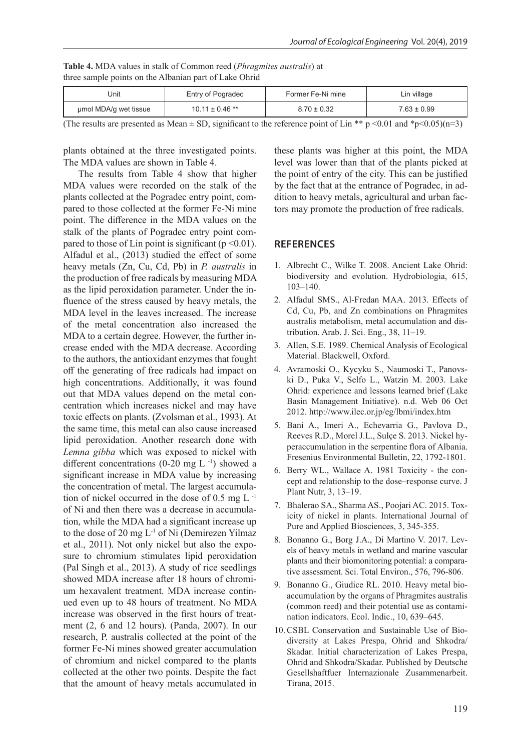**Table 4.** MDA values in stalk of Common reed (*Phragmites australis*) at three sample points on the Albanian part of Lake Ohrid

| Unit | Entry of Pogradec | Former Fe-Ni mine | Lin village |
|---|---|---|---|
| µmol MDA/g wet tissue | 10.11 ± 0.46 ** | 8.70 ± 0.32 | 7.63 ± 0.99 |

(The results are presented as Mean ± SD, significant to the reference point of Lin ** $p < 0.01$ and * $p < 0.05$)(n=3)

plants obtained at the three investigated points. The MDA values are shown in Table 4.

The results from Table 4 show that higher MDA values were recorded on the stalk of the plants collected at the Pogradec entry point, compared to those collected at the former Fe-Ni mine point. The difference in the MDA values on the stalk of the plants of Pogradec entry point compared to those of Lin point is significant ($p < 0.01$). Alfadul et al., (2013) studied the effect of some heavy metals (Zn, Cu, Cd, Pb) in *P. australis* in the production of free radicals by measuring MDA as the lipid peroxidation parameter. Under the influence of the stress caused by heavy metals, the MDA level in the leaves increased. The increase of the metal concentration also increased the MDA to a certain degree. However, the further increase ended with the MDA decrease. According to the authors, the antioxidant enzymes that fought off the generating of free radicals had impact on high concentrations. Additionally, it was found out that MDA values depend on the metal concentration which increases nickel and may have toxic effects on plants. (Zvolsman et al., 1993). At the same time, this metal can also cause increased lipid peroxidation. Another research done with *Lemna gibba* which was exposed to nickel with different concentrations (0-20 mg $L^{-1}$) showed a significant increase in MDA value by increasing the concentration of metal. The largest accumulation of nickel occurred in the dose of 0.5 mg $L^{-1}$ of Ni and then there was a decrease in accumulation, while the MDA had a significant increase up to the dose of 20 mg $L^{-1}$ of Ni (Demirezen Yilmaz et al., 2011). Not only nickel but also the exposure to chromium stimulates lipid peroxidation (Pal Singh et al., 2013). A study of rice seedlings showed MDA increase after 18 hours of chromium hexavalent treatment. MDA increase continued even up to 48 hours of treatment. No MDA increase was observed in the first hours of treatment (2, 6 and 12 hours). (Panda, 2007). In our research, P. australis collected at the point of the former Fe-Ni mines showed greater accumulation of chromium and nickel compared to the plants collected at the other two points. Despite the fact that the amount of heavy metals accumulated in these plants was higher at this point, the MDA level was lower than that of the plants picked at the point of entry of the city. This can be justified by the fact that at the entrance of Pogradec, in addition to heavy metals, agricultural and urban factors may promote the production of free radicals.

## REFERENCES

1. Albrecht C., Wilke T. 2008. Ancient Lake Ohrid: biodiversity and evolution. Hydrobiologia, 615, 103–140.
2. Alfadul SMS., Al-Fredan MAA. 2013. Effects of Cd, Cu, Pb, and Zn combinations on Phragmites australis metabolism, metal accumulation and distribution. Arab. J. Sci. Eng., 38, 11–19.
3. Allen, S.E. 1989. Chemical Analysis of Ecological Material. Blackwell, Oxford.
4. Avramoski O., Kycyku S., Naumoski T., Panovski D., Puka V., Selfo L., Watzin M. 2003. Lake Ohrid: experience and lessons learned brief (Lake Basin Management Initiative). n.d. Web 06 Oct 2012. http://www.ilec.or.jp/eg/lbmi/index.htm
5. Bani A., Imeri A., Echevarria G., Pavlova D., Reeves R.D., Morel J.L., Sulçe S. 2013. Nickel hyperaccumulation in the serpentine flora of Albania. Fresenius Environmental Bulletin, 22, 1792-1801.
6. Berry WL., Wallace A. 1981 Toxicity - the concept and relationship to the dose–response curve. J Plant Nutr, 3, 13–19.
7. Bhalerao SA., Sharma AS., Poojari AC. 2015. Toxicity of nickel in plants. International Journal of Pure and Applied Biosciences, 3, 345-355.
8. Bonanno G., Borg J.A., Di Martino V. 2017. Levels of heavy metals in wetland and marine vascular plants and their biomonitoring potential: a comparative assessment. Sci. Total Environ., 576, 796-806.
9. Bonanno G., Giudice RL. 2010. Heavy metal bioaccumulation by the organs of Phragmites australis (common reed) and their potential use as contamination indicators. Ecol. Indic., 10, 639–645.
10. CSBL Conservation and Sustainable Use of Biodiversity at Lakes Prespa, Ohrid and Shkodra/Skadar. Initial characterization of Lakes Prespa, Ohrid and Shkodra/Skadar. Published by Deutsche Gesellshaftfuer Internazionale Zusammenarbeit. Tirana, 2015.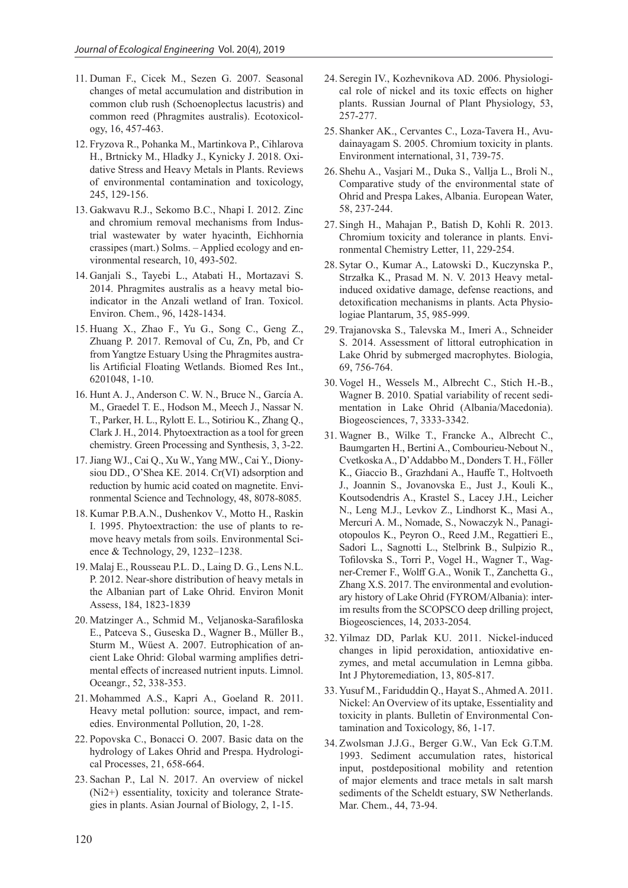11. Duman F., Cicek M., Sezen G. 2007. Seasonal changes of metal accumulation and distribution in common club rush (Schoenoplectus lacustris) and common reed (Phragmites australis). Ecotoxicology, 16, 457-463.
12. Fryzova R., Pohanka M., Martinkova P., Cihlarova H., Brtnicky M., Hladky J., Kynicky J. 2018. Oxidative Stress and Heavy Metals in Plants. Reviews of environmental contamination and toxicology, 245, 129-156.
13. Gakwavu R.J., Sekomo B.C., Nhapi I. 2012. Zinc and chromium removal mechanisms from Industrial wastewater by water hyacinth, Eichhornia crassipes (mart.) Solms. – Applied ecology and environmental research, 10, 493-502.
14. Ganjali S., Tayebi L., Atabati H., Mortazavi S. 2014. Phragmites australis as a heavy metal bioindicator in the Anzali wetland of Iran. Toxicol. Environ. Chem., 96, 1428-1434.
15. Huang X., Zhao F., Yu G., Song C., Geng Z., Zhuang P. 2017. Removal of Cu, Zn, Pb, and Cr from Yangtze Estuary Using the Phragmites australis Artificial Floating Wetlands. Biomed Res Int., 6201048, 1-10.
16. Hunt A. J., Anderson C. W. N., Bruce N., García A. M., Graedel T. E., Hodson M., Meech J., Nassar N. T., Parker, H. L., Rylott E. L., Sotiriou K., Zhang Q., Clark J. H., 2014. Phytoextraction as a tool for green chemistry. Green Processing and Synthesis, 3, 3-22.
17. Jiang WJ., Cai Q., Xu W., Yang MW., Cai Y., Dionysiou DD., O'Shea KE. 2014. Cr(VI) adsorption and reduction by humic acid coated on magnetite. Environmental Science and Technology, 48, 8078-8085.
18. Kumar P.B.A.N., Dushenkov V., Motto H., Raskin I. 1995. Phytoextraction: the use of plants to remove heavy metals from soils. Environmental Science & Technology, 29, 1232–1238.
19. Malaj E., Rousseau P.L. D., Laing D. G., Lens N.L. P. 2012. Near-shore distribution of heavy metals in the Albanian part of Lake Ohrid. Environ Monit Assess, 184, 1823-1839
20. Matzinger A., Schmid M., Veljanoska-Sarafiloska E., Patceva S., Guseska D., Wagner B., Müller B., Sturm M., Wüest A. 2007. Eutrophication of ancient Lake Ohrid: Global warming amplifies detrimental effects of increased nutrient inputs. Limnol. Oceangr., 52, 338-353.
21. Mohammed A.S., Kapri A., Goeland R. 2011. Heavy metal pollution: source, impact, and remedies. Environmental Pollution, 20, 1-28.
22. Popovska C., Bonacci O. 2007. Basic data on the hydrology of Lakes Ohrid and Prespa. Hydrological Processes, 21, 658-664.
23. Sachan P., Lal N. 2017. An overview of nickel (Ni2+) essentiality, toxicity and tolerance Strategies in plants. Asian Journal of Biology, 2, 1-15.
24. Seregin IV., Kozhevnikova AD. 2006. Physiological role of nickel and its toxic effects on higher plants. Russian Journal of Plant Physiology, 53, 257-277.
25. Shanker AK., Cervantes C., Loza-Tavera H., Avudainayagam S. 2005. Chromium toxicity in plants. Environment international, 31, 739-75.
26. Shehu A., Vasjari M., Duka S., Vallja L., Broli N., Comparative study of the environmental state of Ohrid and Prespa Lakes, Albania. European Water, 58, 237-244.
27. Singh H., Mahajan P., Batish D, Kohli R. 2013. Chromium toxicity and tolerance in plants. Environmental Chemistry Letter, 11, 229-254.
28. Sytar O., Kumar A., Latowski D., Kuczynska P., Strzałka K., Prasad M. N. V. 2013 Heavy metal-induced oxidative damage, defense reactions, and detoxification mechanisms in plants. Acta Physiologiae Plantarum, 35, 985-999.
29. Trajanovska S., Talevska M., Imeri A., Schneider S. 2014. Assessment of littoral eutrophication in Lake Ohrid by submerged macrophytes. Biologia, 69, 756-764.
30. Vogel H., Wessels M., Albrecht C., Stich H.-B., Wagner B. 2010. Spatial variability of recent sedimentation in Lake Ohrid (Albania/Macedonia). Biogeosciences, 7, 3333-3342.
31. Wagner B., Wilke T., Francke A., Albrecht C., Baumgarten H., Bertini A., Combourieu-Nebout N., Cvetkoska A., D'Addabbo M., Donders T. H., Föller K., Giaccio B., Grazhdani A., Hauffe T., Holtvoeth J., Joannin S., Jovanovska E., Just J., Kouli K., Koutsodendris A., Krastel S., Lacey J.H., Leicher N., Leng M.J., Levkov Z., Lindhorst K., Masi A., Mercuri A. M., Nomade, S., Nowaczyk N., Panagiotopoulos K., Peyron O., Reed J.M., Regattieri E., Sadori L., Sagnotti L., Stelbrink B., Sulpizio R., Tofilovska S., Torri P., Vogel H., Wagner T., Wagner-Cremer F., Wolff G.A., Wonik T., Zanchetta G., Zhang X.S. 2017. The environmental and evolutionary history of Lake Ohrid (FYROM/Albania): interim results from the SCOPSCO deep drilling project, Biogeosciences, 14, 2033-2054.
32. Yilmaz DD, Parlak KU. 2011. Nickel-induced changes in lipid peroxidation, antioxidative enzymes, and metal accumulation in Lemna gibba. Int J Phytoremediation, 13, 805-817.
33. Yusuf M., Fariduddin Q., Hayat S., Ahmed A. 2011. Nickel: An Overview of its uptake, Essentiality and toxicity in plants. Bulletin of Environmental Contamination and Toxicology, 86, 1-17.
34. Zwolsman J.J.G., Berger G.W., Van Eck G.T.M. 1993. Sediment accumulation rates, historical input, postdepositional mobility and retention of major elements and trace metals in salt marsh sediments of the Scheldt estuary, SW Netherlands. Mar. Chem., 44, 73-94.